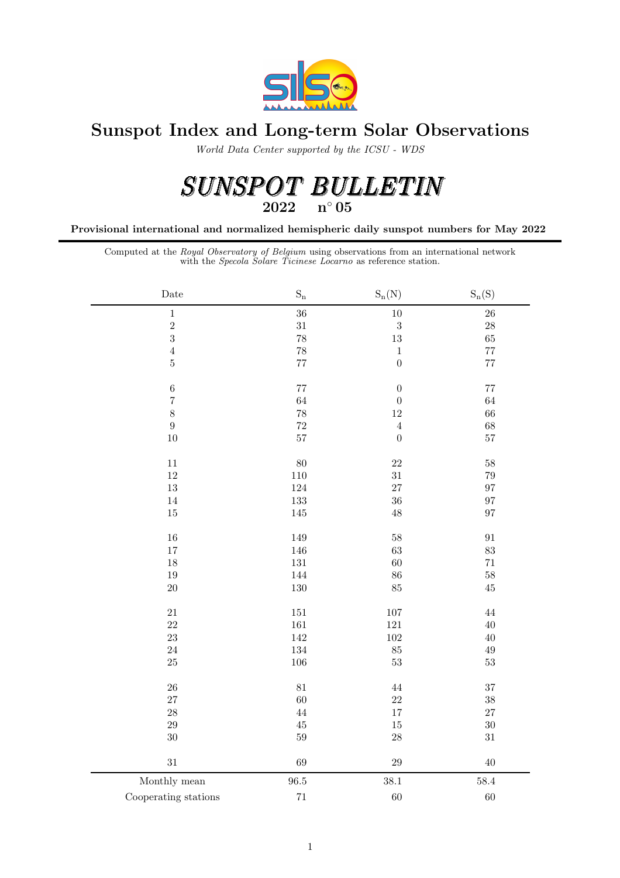# Sunspot Index and Long-term Solar Observations

*World Data Center supported by the ICSU - WDS*

# SUNSPOT BULLETIN

## 2022 n° 05

**Provisional international and normalized hemispheric daily sunspot numbers for May 2022**

Computed at the *Royal Observatory of Belgium* using observations from an international network with the *Specola Solare Ticinese Locarno* as reference station.

| Date | $S_n$ | $S_n(N)$ | $S_n(S)$ |
|---|---|---|---|
| 1 | 36 | 10 | 26 |
| 2 | 31 | 3 | 28 |
| 3 | 78 | 13 | 65 |
| 4 | 78 | 1 | 77 |
| 5 | 77 | 0 | 77 |
| 6 | 77 | 0 | 77 |
| 7 | 64 | 0 | 64 |
| 8 | 78 | 12 | 66 |
| 9 | 72 | 4 | 68 |
| 10 | 57 | 0 | 57 |
| 11 | 80 | 22 | 58 |
| 12 | 110 | 31 | 79 |
| 13 | 124 | 27 | 97 |
| 14 | 133 | 36 | 97 |
| 15 | 145 | 48 | 97 |
| 16 | 149 | 58 | 91 |
| 17 | 146 | 63 | 83 |
| 18 | 131 | 60 | 71 |
| 19 | 144 | 86 | 58 |
| 20 | 130 | 85 | 45 |
| 21 | 151 | 107 | 44 |
| 22 | 161 | 121 | 40 |
| 23 | 142 | 102 | 40 |
| 24 | 134 | 85 | 49 |
| 25 | 106 | 53 | 53 |
| 26 | 81 | 44 | 37 |
| 27 | 60 | 22 | 38 |
| 28 | 44 | 17 | 27 |
| 29 | 45 | 15 | 30 |
| 30 | 59 | 28 | 31 |
| 31 | 69 | 29 | 40 |
| Monthly mean | 96.5 | 38.1 | 58.4 |
| Cooperating stations | 71 | 60 | 60 |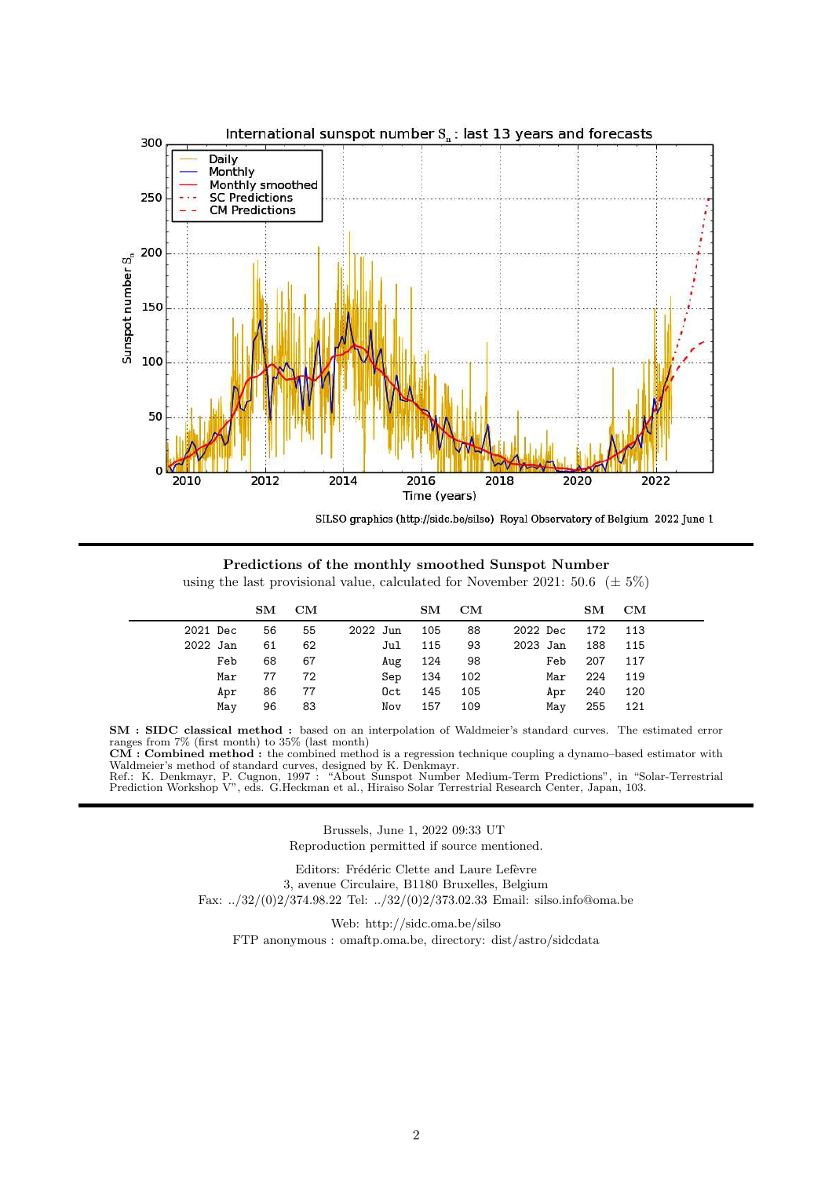## Predictions of the monthly smoothed Sunspot Number

using the last provisional value, calculated for November 2021: 50.6 (± 5%)

| | SM | CM | | SM | CM | | SM | CM |
|---|---|---|---|---|---|---|---|---|
| 2021 Dec | 56 | 55 | 2022 Jun | 105 | 88 | 2022 Dec | 172 | 113 |
| 2022 Jan | 61 | 62 | Jul | 115 | 93 | 2023 Jan | 188 | 115 |
| Feb | 68 | 67 | Aug | 124 | 98 | Feb | 207 | 117 |
| Mar | 77 | 72 | Sep | 134 | 102 | Mar | 224 | 119 |
| Apr | 86 | 77 | Oct | 145 | 105 | Apr | 240 | 120 |
| May | 96 | 83 | Nov | 157 | 109 | May | 255 | 121 |

**SM : SIDC classical method :** based on an interpolation of Waldmeier's standard curves. The estimated error ranges from 7% (first month) to 35% (last month)
**CM : Combined method :** the combined method is a regression technique coupling a dynamo–based estimator with Waldmeier's method of standard curves, designed by K. Denkmayr.
Ref.: K. Denkmayr, P. Cugnon, 1997 : "About Sunspot Number Medium-Term Predictions", in "Solar-Terrestrial Prediction Workshop V", eds. G.Heckman et al., Hiraiso Solar Terrestrial Research Center, Japan, 103.

Brussels, June 1, 2022 09:33 UT
Reproduction permitted if source mentioned.

Editors: Frédéric Clette and Laure Lefèvre
3, avenue Circulaire, B1180 Bruxelles, Belgium
Fax: ../32/(0)2/374.98.22 Tel: ../32/(0)2/373.02.33 Email: silso.info@oma.be

Web: http://sidc.oma.be/silso
FTP anonymous : omaftp.oma.be, directory: dist/astro/sidcdata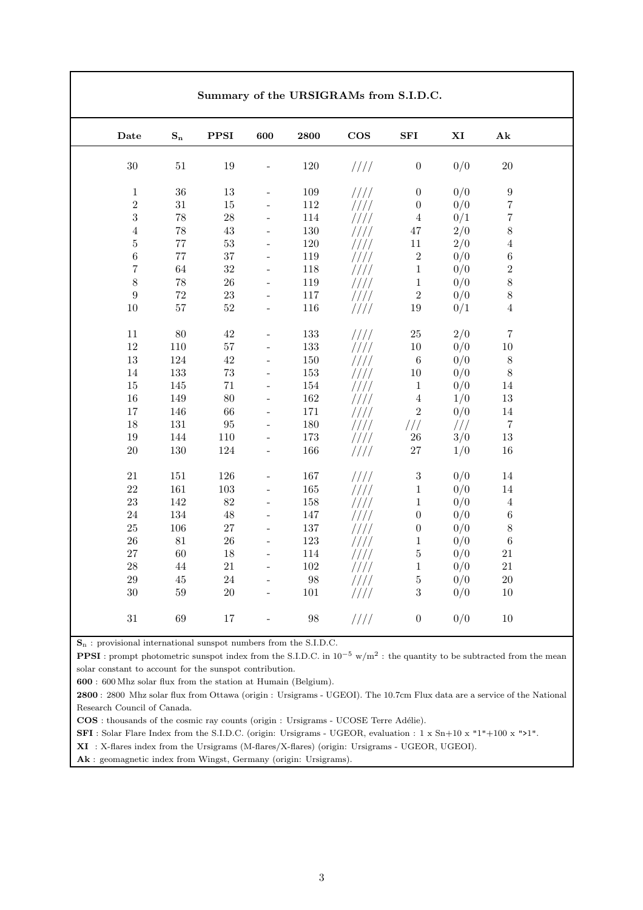## Summary of the URSIGRAMs from S.I.D.C.

| Date | $S_n$ | PPSI | 600 | 2800 | COS | SFI | XI | Ak |
|---|---|---|---|---|---|---|---|---|
| 30 | 51 | 19 | - | 120 | //// | 0 | 0/0 | 20 |
| 1 | 36 | 13 | - | 109 | //// | 0 | 0/0 | 9 |
| 2 | 31 | 15 | - | 112 | //// | 0 | 0/0 | 7 |
| 3 | 78 | 28 | - | 114 | //// | 4 | 0/1 | 7 |
| 4 | 78 | 43 | - | 130 | //// | 47 | 2/0 | 8 |
| 5 | 77 | 53 | - | 120 | //// | 11 | 2/0 | 4 |
| 6 | 77 | 37 | - | 119 | //// | 2 | 0/0 | 6 |
| 7 | 64 | 32 | - | 118 | //// | 1 | 0/0 | 2 |
| 8 | 78 | 26 | - | 119 | //// | 1 | 0/0 | 8 |
| 9 | 72 | 23 | - | 117 | //// | 2 | 0/0 | 8 |
| 10 | 57 | 52 | - | 116 | //// | 19 | 0/1 | 4 |
| 11 | 80 | 42 | - | 133 | //// | 25 | 2/0 | 7 |
| 12 | 110 | 57 | - | 133 | //// | 10 | 0/0 | 10 |
| 13 | 124 | 42 | - | 150 | //// | 6 | 0/0 | 8 |
| 14 | 133 | 73 | - | 153 | //// | 10 | 0/0 | 8 |
| 15 | 145 | 71 | - | 154 | //// | 1 | 0/0 | 14 |
| 16 | 149 | 80 | - | 162 | //// | 4 | 1/0 | 13 |
| 17 | 146 | 66 | - | 171 | //// | 2 | 0/0 | 14 |
| 18 | 131 | 95 | - | 180 | //// | /// | /// | 7 |
| 19 | 144 | 110 | - | 173 | //// | 26 | 3/0 | 13 |
| 20 | 130 | 124 | - | 166 | //// | 27 | 1/0 | 16 |
| 21 | 151 | 126 | - | 167 | //// | 3 | 0/0 | 14 |
| 22 | 161 | 103 | - | 165 | //// | 1 | 0/0 | 14 |
| 23 | 142 | 82 | - | 158 | //// | 1 | 0/0 | 4 |
| 24 | 134 | 48 | - | 147 | //// | 0 | 0/0 | 6 |
| 25 | 106 | 27 | - | 137 | //// | 0 | 0/0 | 8 |
| 26 | 81 | 26 | - | 123 | //// | 1 | 0/0 | 6 |
| 27 | 60 | 18 | - | 114 | //// | 5 | 0/0 | 21 |
| 28 | 44 | 21 | - | 102 | //// | 1 | 0/0 | 21 |
| 29 | 45 | 24 | - | 98 | //// | 5 | 0/0 | 20 |
| 30 | 59 | 20 | - | 101 | //// | 3 | 0/0 | 10 |
| 31 | 69 | 17 | - | 98 | //// | 0 | 0/0 | 10 |

**$S_n$** : provisional international sunspot numbers from the S.I.D.C.

**PPSI** : prompt photometric sunspot index from the S.I.D.C. in $10^{-5}$ w/m$^2$ : the quantity to be subtracted from the mean solar constant to account for the sunspot contribution.

**600** : 600 Mhz solar flux from the station at Humain (Belgium).

**2800** : 2800 Mhz solar flux from Ottawa (origin : Ursigrams - UGEOI). The 10.7cm Flux data are a service of the National Research Council of Canada.

**COS** : thousands of the cosmic ray counts (origin : Ursigrams - UCOSE Terre Adélie).

**SFI** : Solar Flare Index from the S.I.D.C. (origin: Ursigrams - UGEOR, evaluation : 1 x Sn+10 x "1"+100 x ">1".

**XI** : X-flares index from the Ursigrams (M-flares/X-flares) (origin: Ursigrams - UGEOR, UGEOI).

**Ak** : geomagnetic index from Wingst, Germany (origin: Ursigrams).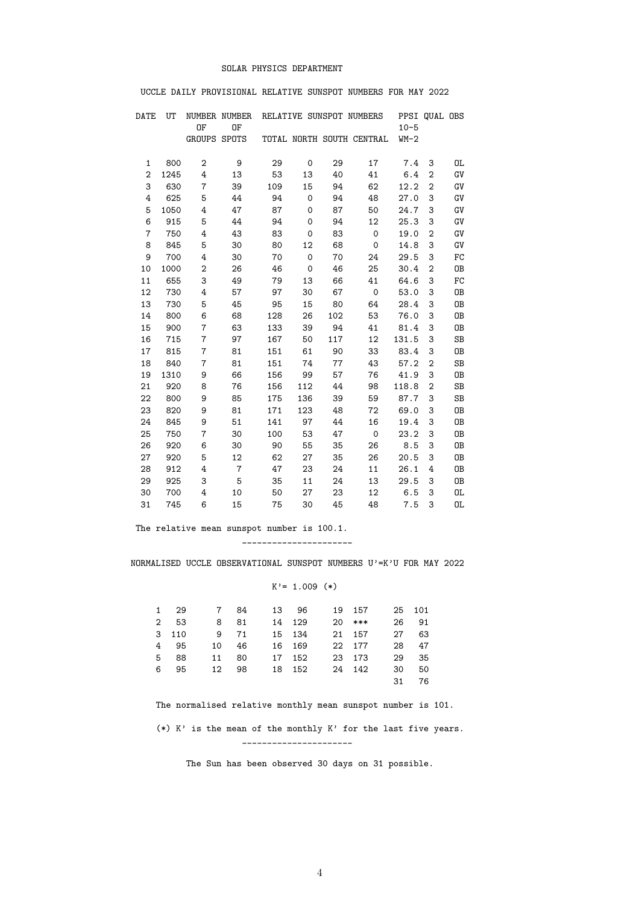# SOLAR PHYSICS DEPARTMENT

## UCCLE DAILY PROVISIONAL RELATIVE SUNSPOT NUMBERS FOR MAY 2022

| DATE | UT | NUMBER OF GROUPS | NUMBER OF SPOTS | RELATIVE SUNSPOT NUMBERS TOTAL | NORTH | SOUTH | CENTRAL | PPSI $10^{-5}$ $WM^{-2}$ | QUAL | OBS |
|---|---|---|---|---|---|---|---|---|---|---|
| 1 | 800 | 2 | 9 | 29 | 0 | 29 | 17 | 7.4 | 3 | OL |
| 2 | 1245 | 4 | 13 | 53 | 13 | 40 | 41 | 6.4 | 2 | GV |
| 3 | 630 | 7 | 39 | 109 | 15 | 94 | 62 | 12.2 | 2 | GV |
| 4 | 625 | 5 | 44 | 94 | 0 | 94 | 48 | 27.0 | 3 | GV |
| 5 | 1050 | 4 | 47 | 87 | 0 | 87 | 50 | 24.7 | 3 | GV |
| 6 | 915 | 5 | 44 | 94 | 0 | 94 | 12 | 25.3 | 3 | GV |
| 7 | 750 | 4 | 43 | 83 | 0 | 83 | 0 | 19.0 | 2 | GV |
| 8 | 845 | 5 | 30 | 80 | 12 | 68 | 0 | 14.8 | 3 | GV |
| 9 | 700 | 4 | 30 | 70 | 0 | 70 | 24 | 29.5 | 3 | FC |
| 10 | 1000 | 2 | 26 | 46 | 0 | 46 | 25 | 30.4 | 2 | OB |
| 11 | 655 | 3 | 49 | 79 | 13 | 66 | 41 | 64.6 | 3 | FC |
| 12 | 730 | 4 | 57 | 97 | 30 | 67 | 0 | 53.0 | 3 | OB |
| 13 | 730 | 5 | 45 | 95 | 15 | 80 | 64 | 28.4 | 3 | OB |
| 14 | 800 | 6 | 68 | 128 | 26 | 102 | 53 | 76.0 | 3 | OB |
| 15 | 900 | 7 | 63 | 133 | 39 | 94 | 41 | 81.4 | 3 | OB |
| 16 | 715 | 7 | 97 | 167 | 50 | 117 | 12 | 131.5 | 3 | SB |
| 17 | 815 | 7 | 81 | 151 | 61 | 90 | 33 | 83.4 | 3 | OB |
| 18 | 840 | 7 | 81 | 151 | 74 | 77 | 43 | 57.2 | 2 | SB |
| 19 | 1310 | 9 | 66 | 156 | 99 | 57 | 76 | 41.9 | 3 | OB |
| 21 | 920 | 8 | 76 | 156 | 112 | 44 | 98 | 118.8 | 2 | SB |
| 22 | 800 | 9 | 85 | 175 | 136 | 39 | 59 | 87.7 | 3 | SB |
| 23 | 820 | 9 | 81 | 171 | 123 | 48 | 72 | 69.0 | 3 | OB |
| 24 | 845 | 9 | 51 | 141 | 97 | 44 | 16 | 19.4 | 3 | OB |
| 25 | 750 | 7 | 30 | 100 | 53 | 47 | 0 | 23.2 | 3 | OB |
| 26 | 920 | 6 | 30 | 90 | 55 | 35 | 26 | 8.5 | 3 | OB |
| 27 | 920 | 5 | 12 | 62 | 27 | 35 | 26 | 20.5 | 3 | OB |
| 28 | 912 | 4 | 7 | 47 | 23 | 24 | 11 | 26.1 | 4 | OB |
| 29 | 925 | 3 | 5 | 35 | 11 | 24 | 13 | 29.5 | 3 | OB |
| 30 | 700 | 4 | 10 | 50 | 27 | 23 | 12 | 6.5 | 3 | OL |
| 31 | 745 | 6 | 15 | 75 | 30 | 45 | 48 | 7.5 | 3 | OL |

The relative mean sunspot number is 100.1.

----------------------

## NORMALISED UCCLE OBSERVATIONAL SUNSPOT NUMBERS U'=K'U FOR MAY 2022

K'= 1.009 (*)

| | | | | | | | | | |
|---|---|---|---|---|---|---|---|---|---|
| 1 | 29 | 7 | 84 | 13 | 96 | 19 | 157 | 25 | 101 |
| 2 | 53 | 8 | 81 | 14 | 129 | 20 | *** | 26 | 91 |
| 3 | 110 | 9 | 71 | 15 | 134 | 21 | 157 | 27 | 63 |
| 4 | 95 | 10 | 46 | 16 | 169 | 22 | 177 | 28 | 47 |
| 5 | 88 | 11 | 80 | 17 | 152 | 23 | 173 | 29 | 35 |
| 6 | 95 | 12 | 98 | 18 | 152 | 24 | 142 | 30 | 50 |
| | | | | | | | | 31 | 76 |

The normalised relative monthly mean sunspot number is 101.

(*) K' is the mean of the monthly K' for the last five years.

----------------------

The Sun has been observed 30 days on 31 possible.